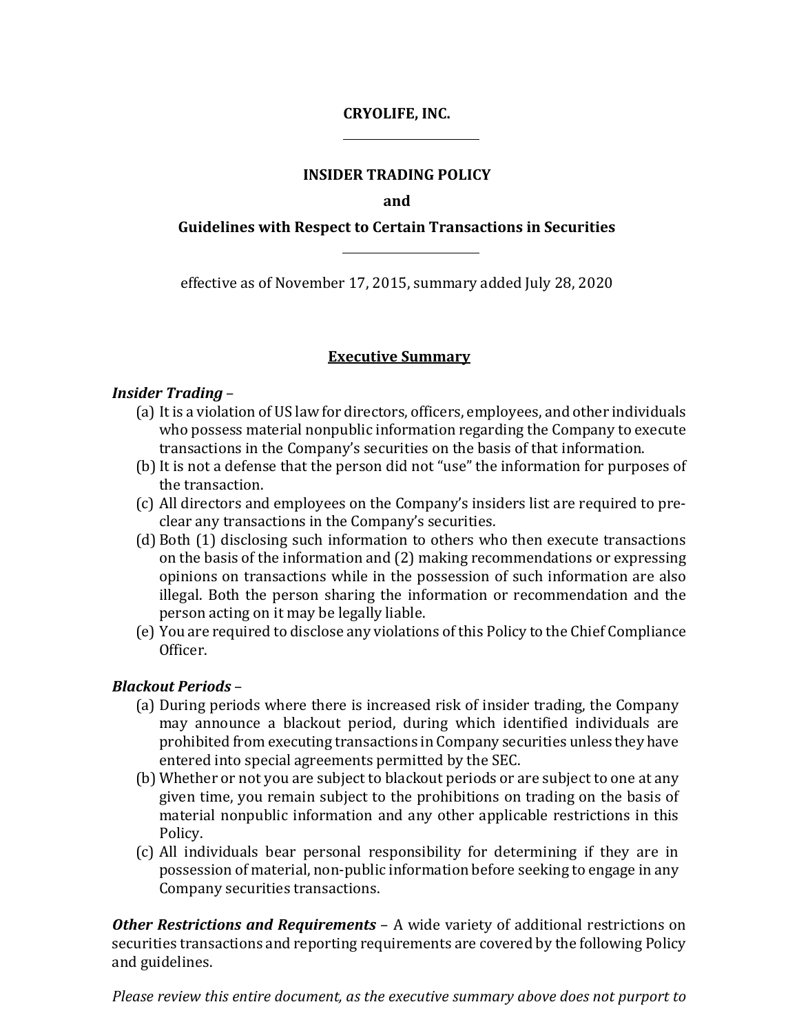# CRYOLIFE, INC.

---

## INSIDER TRADING POLICY

**and**

**Guidelines with Respect to Certain Transactions in Securities**

---

effective as of November 17, 2015, summary added July 28, 2020

## Executive Summary

***Insider Trading*** –

(a) It is a violation of US law for directors, officers, employees, and other individuals who possess material nonpublic information regarding the Company to execute transactions in the Company's securities on the basis of that information.

(b) It is not a defense that the person did not "use" the information for purposes of the transaction.

(c) All directors and employees on the Company's insiders list are required to pre-clear any transactions in the Company's securities.

(d) Both (1) disclosing such information to others who then execute transactions on the basis of the information and (2) making recommendations or expressing opinions on transactions while in the possession of such information are also illegal. Both the person sharing the information or recommendation and the person acting on it may be legally liable.

(e) You are required to disclose any violations of this Policy to the Chief Compliance Officer.

***Blackout Periods*** –

(a) During periods where there is increased risk of insider trading, the Company may announce a blackout period, during which identified individuals are prohibited from executing transactions in Company securities unless they have entered into special agreements permitted by the SEC.

(b) Whether or not you are subject to blackout periods or are subject to one at any given time, you remain subject to the prohibitions on trading on the basis of material nonpublic information and any other applicable restrictions in this Policy.

(c) All individuals bear personal responsibility for determining if they are in possession of material, non-public information before seeking to engage in any Company securities transactions.

***Other Restrictions and Requirements*** – A wide variety of additional restrictions on securities transactions and reporting requirements are covered by the following Policy and guidelines.

*Please review this entire document, as the executive summary above does not purport to*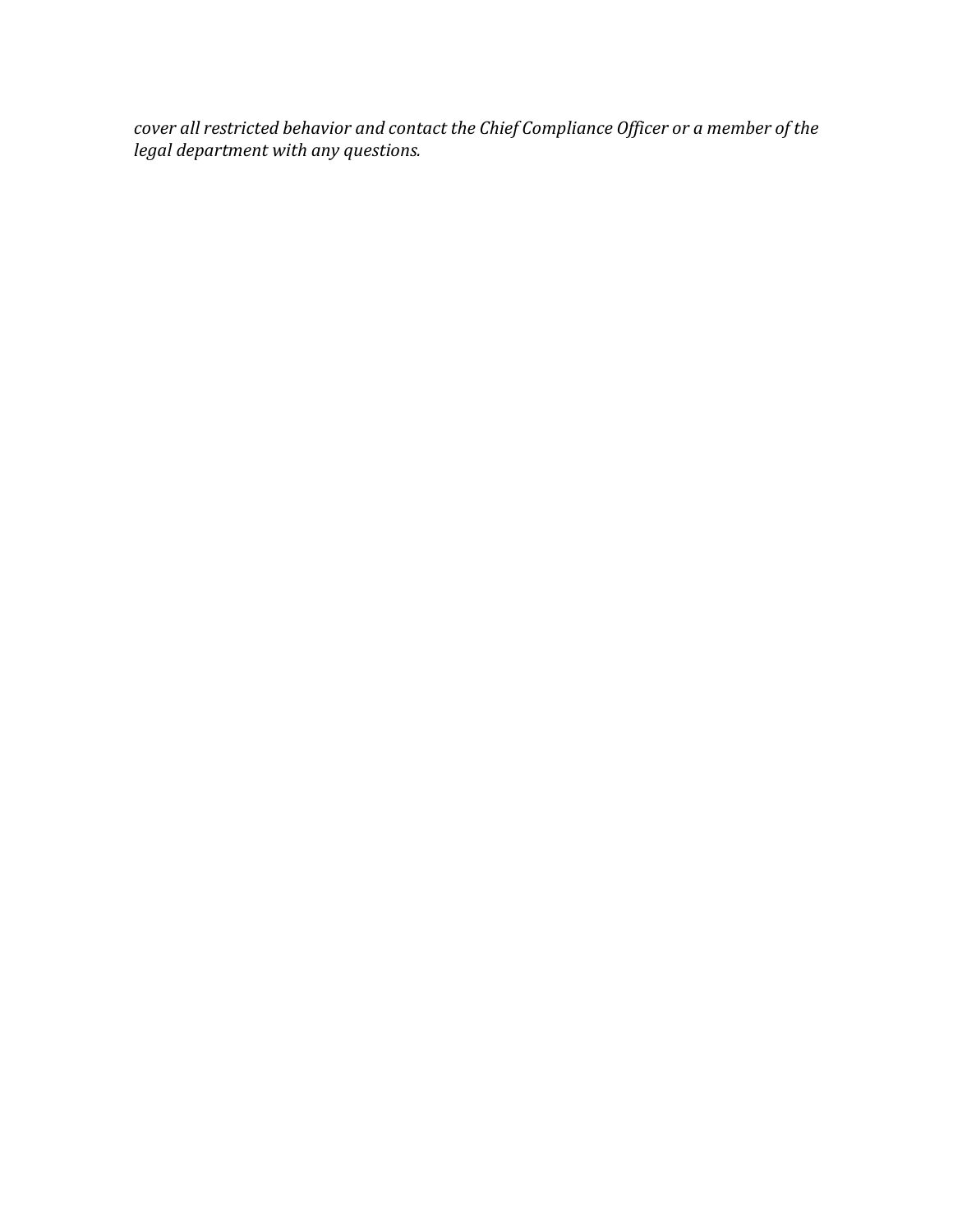*cover all restricted behavior and contact the Chief Compliance Officer or a member of the legal department with any questions.*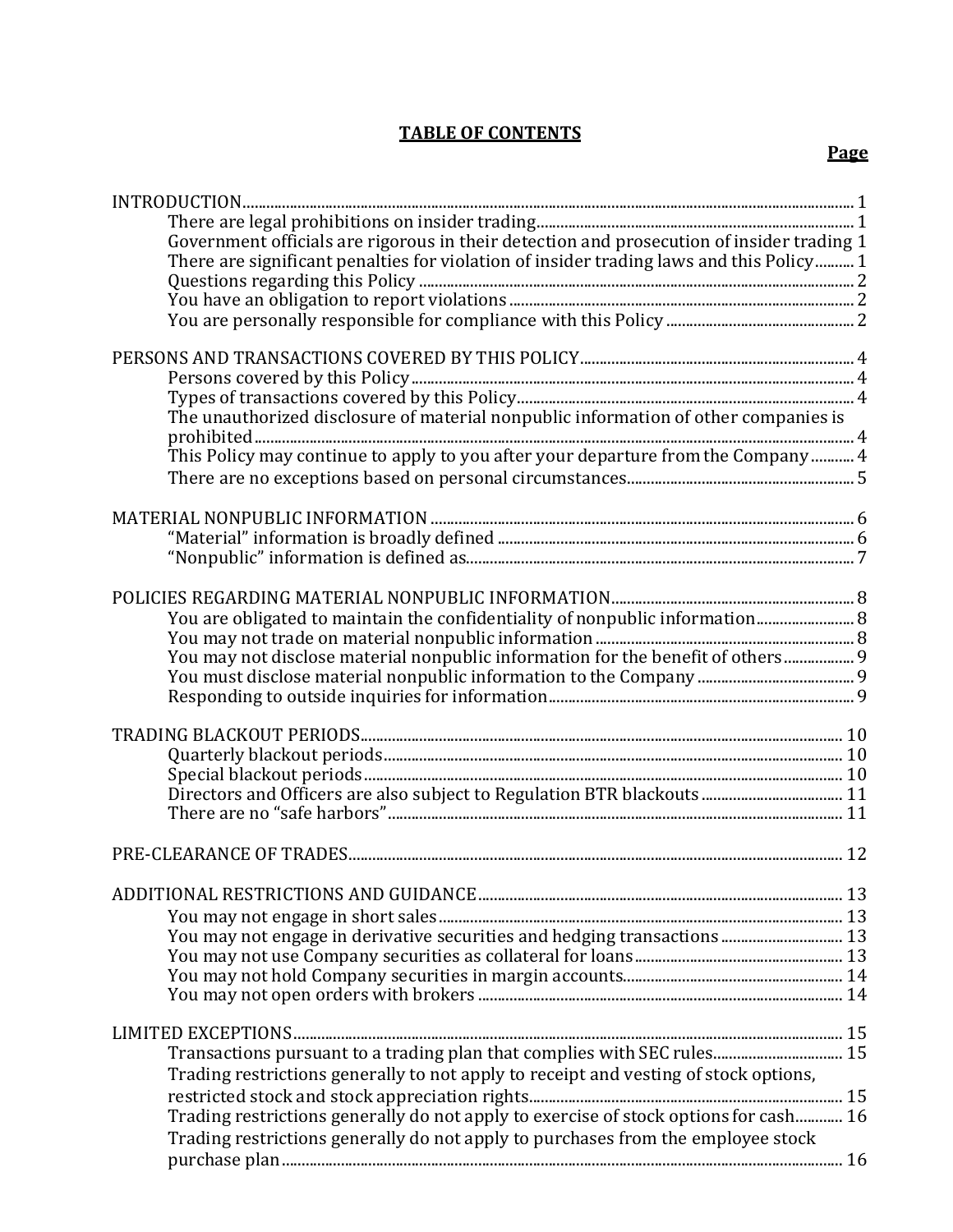# TABLE OF CONTENTS

| | Page |
|---|---|
| INTRODUCTION | 1 |
| There are legal prohibitions on insider trading | 1 |
| Government officials are rigorous in their detection and prosecution of insider trading | 1 |
| There are significant penalties for violation of insider trading laws and this Policy | 1 |
| Questions regarding this Policy | 2 |
| You have an obligation to report violations | 2 |
| You are personally responsible for compliance with this Policy | 2 |
| PERSONS AND TRANSACTIONS COVERED BY THIS POLICY | 4 |
| Persons covered by this Policy | 4 |
| Types of transactions covered by this Policy | 4 |
| The unauthorized disclosure of material nonpublic information of other companies is prohibited | 4 |
| This Policy may continue to apply to you after your departure from the Company | 4 |
| There are no exceptions based on personal circumstances | 5 |
| MATERIAL NONPUBLIC INFORMATION | 6 |
| "Material" information is broadly defined | 6 |
| "Nonpublic" information is defined as | 7 |
| POLICIES REGARDING MATERIAL NONPUBLIC INFORMATION | 8 |
| You are obligated to maintain the confidentiality of nonpublic information | 8 |
| You may not trade on material nonpublic information | 8 |
| You may not disclose material nonpublic information for the benefit of others | 9 |
| You must disclose material nonpublic information to the Company | 9 |
| Responding to outside inquiries for information | 9 |
| TRADING BLACKOUT PERIODS | 10 |
| Quarterly blackout periods | 10 |
| Special blackout periods | 10 |
| Directors and Officers are also subject to Regulation BTR blackouts | 11 |
| There are no "safe harbors" | 11 |
| PRE-CLEARANCE OF TRADES | 12 |
| ADDITIONAL RESTRICTIONS AND GUIDANCE | 13 |
| You may not engage in short sales | 13 |
| You may not engage in derivative securities and hedging transactions | 13 |
| You may not use Company securities as collateral for loans | 13 |
| You may not hold Company securities in margin accounts | 14 |
| You may not open orders with brokers | 14 |
| LIMITED EXCEPTIONS | 15 |
| Transactions pursuant to a trading plan that complies with SEC rules | 15 |
| Trading restrictions generally to not apply to receipt and vesting of stock options, restricted stock and stock appreciation rights | 15 |
| Trading restrictions generally do not apply to exercise of stock options for cash | 16 |
| Trading restrictions generally do not apply to purchases from the employee stock purchase plan | 16 |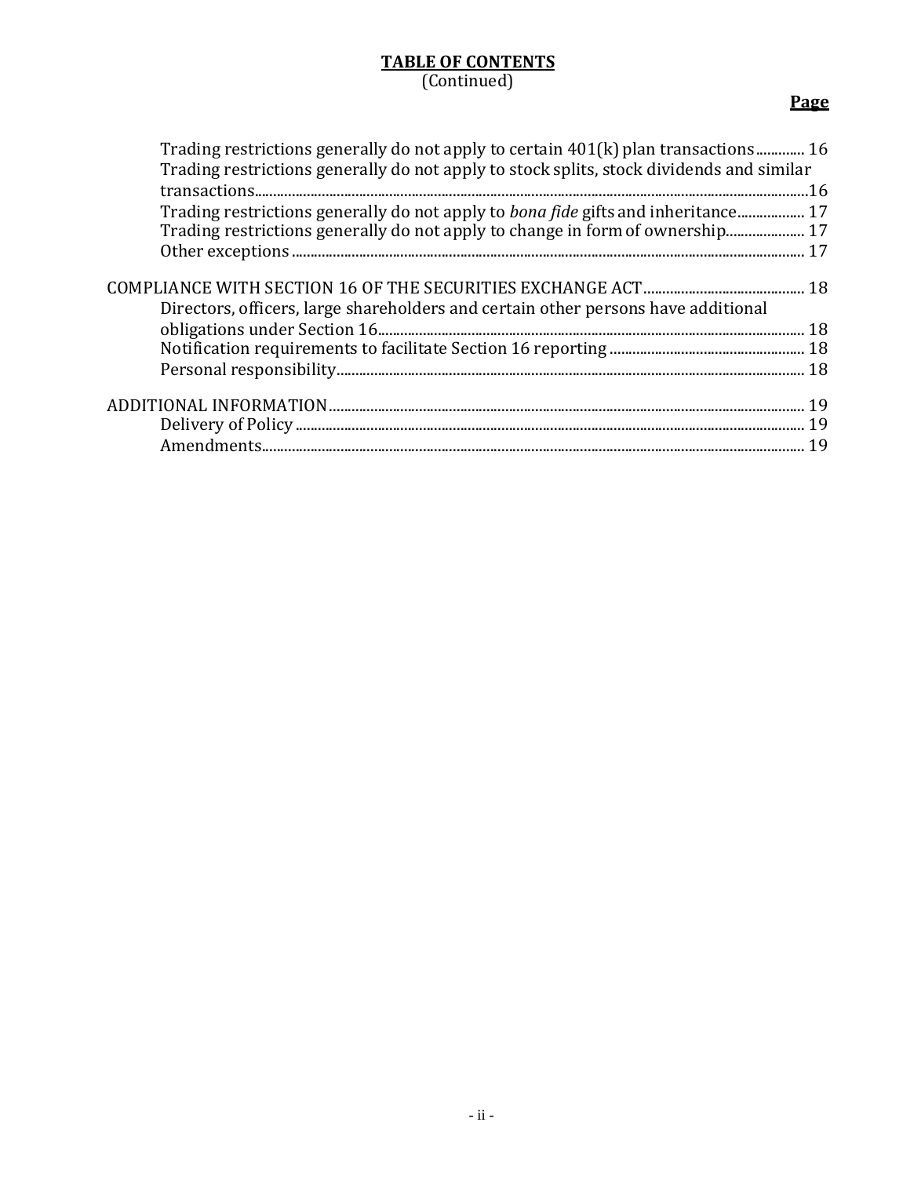**TABLE OF CONTENTS**
(Continued)

| | **Page** |
|---|---|
| Trading restrictions generally do not apply to certain 401(k) plan transactions | 16 |
| Trading restrictions generally do not apply to stock splits, stock dividends and similar transactions | 16 |
| Trading restrictions generally do not apply to *bona fide* gifts and inheritance | 17 |
| Trading restrictions generally do not apply to change in form of ownership | 17 |
| Other exceptions | 17 |
| COMPLIANCE WITH SECTION 16 OF THE SECURITIES EXCHANGE ACT | 18 |
| Directors, officers, large shareholders and certain other persons have additional obligations under Section 16 | 18 |
| Notification requirements to facilitate Section 16 reporting | 18 |
| Personal responsibility | 18 |
| ADDITIONAL INFORMATION | 19 |
| Delivery of Policy | 19 |
| Amendments | 19 |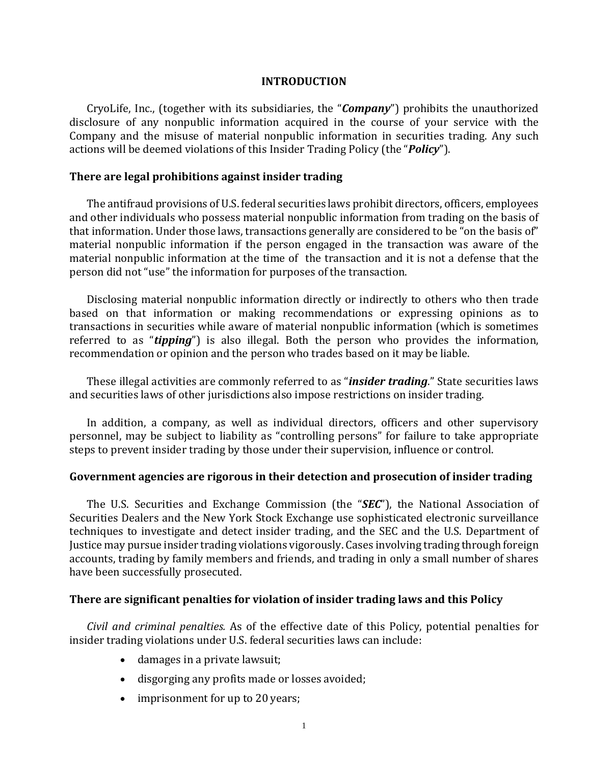# INTRODUCTION

CryoLife, Inc., (together with its subsidiaries, the "***Company***") prohibits the unauthorized disclosure of any nonpublic information acquired in the course of your service with the Company and the misuse of material nonpublic information in securities trading. Any such actions will be deemed violations of this Insider Trading Policy (the "***Policy***").

## There are legal prohibitions against insider trading

The antifraud provisions of U.S. federal securities laws prohibit directors, officers, employees and other individuals who possess material nonpublic information from trading on the basis of that information. Under those laws, transactions generally are considered to be "on the basis of" material nonpublic information if the person engaged in the transaction was aware of the material nonpublic information at the time of the transaction and it is not a defense that the person did not "use" the information for purposes of the transaction.

Disclosing material nonpublic information directly or indirectly to others who then trade based on that information or making recommendations or expressing opinions as to transactions in securities while aware of material nonpublic information (which is sometimes referred to as "***tipping***") is also illegal. Both the person who provides the information, recommendation or opinion and the person who trades based on it may be liable.

These illegal activities are commonly referred to as "***insider trading***." State securities laws and securities laws of other jurisdictions also impose restrictions on insider trading.

In addition, a company, as well as individual directors, officers and other supervisory personnel, may be subject to liability as "controlling persons" for failure to take appropriate steps to prevent insider trading by those under their supervision, influence or control.

## Government agencies are rigorous in their detection and prosecution of insider trading

The U.S. Securities and Exchange Commission (the "***SEC***"), the National Association of Securities Dealers and the New York Stock Exchange use sophisticated electronic surveillance techniques to investigate and detect insider trading, and the SEC and the U.S. Department of Justice may pursue insider trading violations vigorously. Cases involving trading through foreign accounts, trading by family members and friends, and trading in only a small number of shares have been successfully prosecuted.

## There are significant penalties for violation of insider trading laws and this Policy

*Civil and criminal penalties.* As of the effective date of this Policy, potential penalties for insider trading violations under U.S. federal securities laws can include:

- damages in a private lawsuit;
- disgorging any profits made or losses avoided;
- imprisonment for up to 20 years;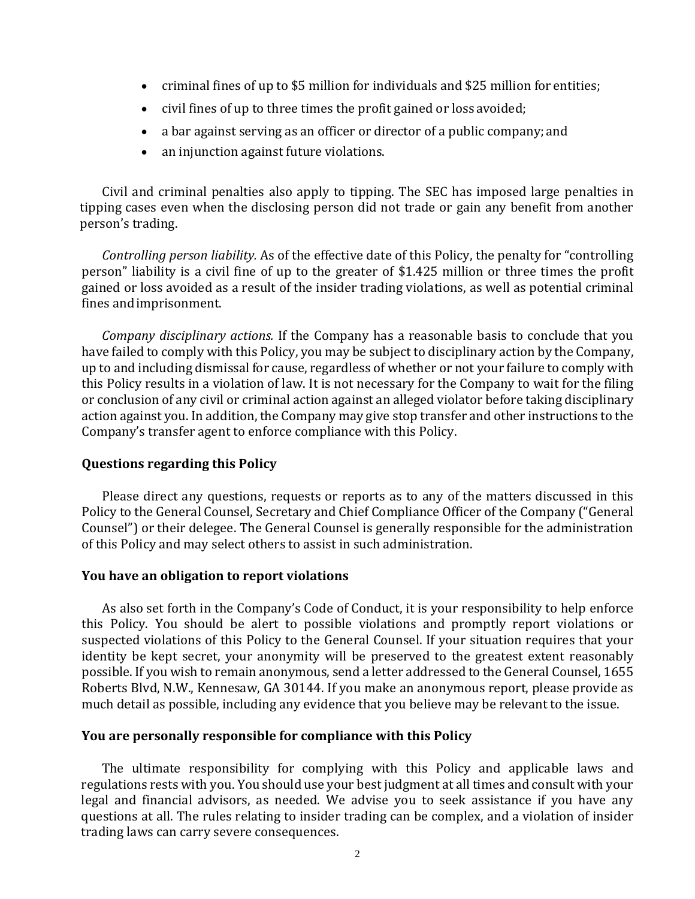- criminal fines of up to $5 million for individuals and $25 million for entities;
- civil fines of up to three times the profit gained or loss avoided;
- a bar against serving as an officer or director of a public company; and
- an injunction against future violations.

Civil and criminal penalties also apply to tipping. The SEC has imposed large penalties in tipping cases even when the disclosing person did not trade or gain any benefit from another person's trading.

*Controlling person liability.* As of the effective date of this Policy, the penalty for "controlling person" liability is a civil fine of up to the greater of $1.425 million or three times the profit gained or loss avoided as a result of the insider trading violations, as well as potential criminal fines and imprisonment.

*Company disciplinary actions.* If the Company has a reasonable basis to conclude that you have failed to comply with this Policy, you may be subject to disciplinary action by the Company, up to and including dismissal for cause, regardless of whether or not your failure to comply with this Policy results in a violation of law. It is not necessary for the Company to wait for the filing or conclusion of any civil or criminal action against an alleged violator before taking disciplinary action against you. In addition, the Company may give stop transfer and other instructions to the Company's transfer agent to enforce compliance with this Policy.

**Questions regarding this Policy**

Please direct any questions, requests or reports as to any of the matters discussed in this Policy to the General Counsel, Secretary and Chief Compliance Officer of the Company ("General Counsel") or their delegee. The General Counsel is generally responsible for the administration of this Policy and may select others to assist in such administration.

**You have an obligation to report violations**

As also set forth in the Company's Code of Conduct, it is your responsibility to help enforce this Policy. You should be alert to possible violations and promptly report violations or suspected violations of this Policy to the General Counsel. If your situation requires that your identity be kept secret, your anonymity will be preserved to the greatest extent reasonably possible. If you wish to remain anonymous, send a letter addressed to the General Counsel, 1655 Roberts Blvd, N.W., Kennesaw, GA 30144. If you make an anonymous report, please provide as much detail as possible, including any evidence that you believe may be relevant to the issue.

**You are personally responsible for compliance with this Policy**

The ultimate responsibility for complying with this Policy and applicable laws and regulations rests with you. You should use your best judgment at all times and consult with your legal and financial advisors, as needed. We advise you to seek assistance if you have any questions at all. The rules relating to insider trading can be complex, and a violation of insider trading laws can carry severe consequences.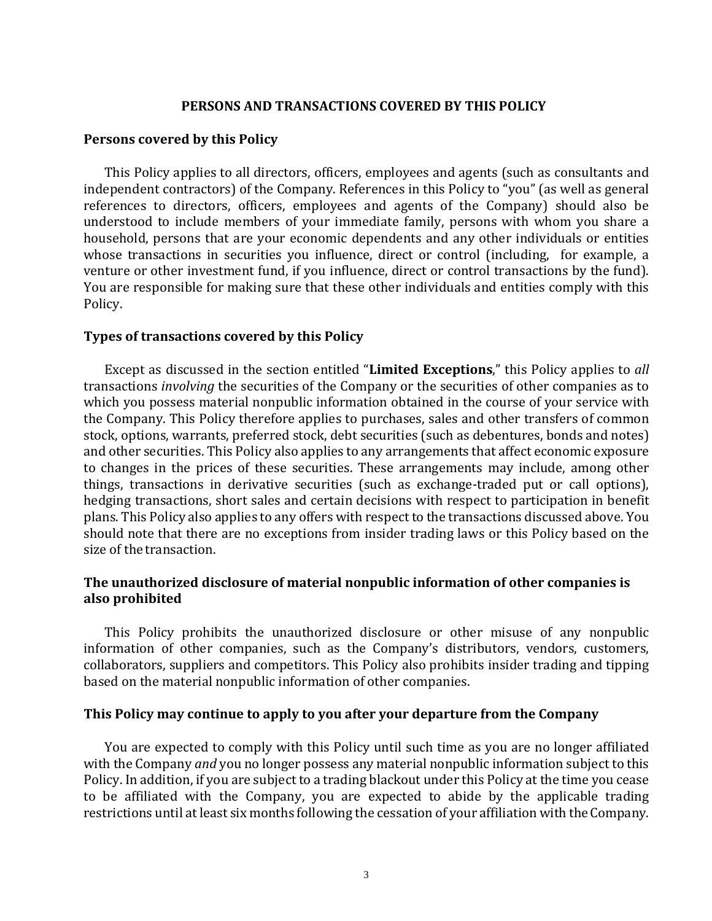## PERSONS AND TRANSACTIONS COVERED BY THIS POLICY

### Persons covered by this Policy

This Policy applies to all directors, officers, employees and agents (such as consultants and independent contractors) of the Company. References in this Policy to "you" (as well as general references to directors, officers, employees and agents of the Company) should also be understood to include members of your immediate family, persons with whom you share a household, persons that are your economic dependents and any other individuals or entities whose transactions in securities you influence, direct or control (including, for example, a venture or other investment fund, if you influence, direct or control transactions by the fund). You are responsible for making sure that these other individuals and entities comply with this Policy.

### Types of transactions covered by this Policy

Except as discussed in the section entitled "**Limited Exceptions**," this Policy applies to *all* transactions *involving* the securities of the Company or the securities of other companies as to which you possess material nonpublic information obtained in the course of your service with the Company. This Policy therefore applies to purchases, sales and other transfers of common stock, options, warrants, preferred stock, debt securities (such as debentures, bonds and notes) and other securities. This Policy also applies to any arrangements that affect economic exposure to changes in the prices of these securities. These arrangements may include, among other things, transactions in derivative securities (such as exchange-traded put or call options), hedging transactions, short sales and certain decisions with respect to participation in benefit plans. This Policy also applies to any offers with respect to the transactions discussed above. You should note that there are no exceptions from insider trading laws or this Policy based on the size of the transaction.

### The unauthorized disclosure of material nonpublic information of other companies is also prohibited

This Policy prohibits the unauthorized disclosure or other misuse of any nonpublic information of other companies, such as the Company's distributors, vendors, customers, collaborators, suppliers and competitors. This Policy also prohibits insider trading and tipping based on the material nonpublic information of other companies.

### This Policy may continue to apply to you after your departure from the Company

You are expected to comply with this Policy until such time as you are no longer affiliated with the Company *and* you no longer possess any material nonpublic information subject to this Policy. In addition, if you are subject to a trading blackout under this Policy at the time you cease to be affiliated with the Company, you are expected to abide by the applicable trading restrictions until at least six months following the cessation of your affiliation with the Company.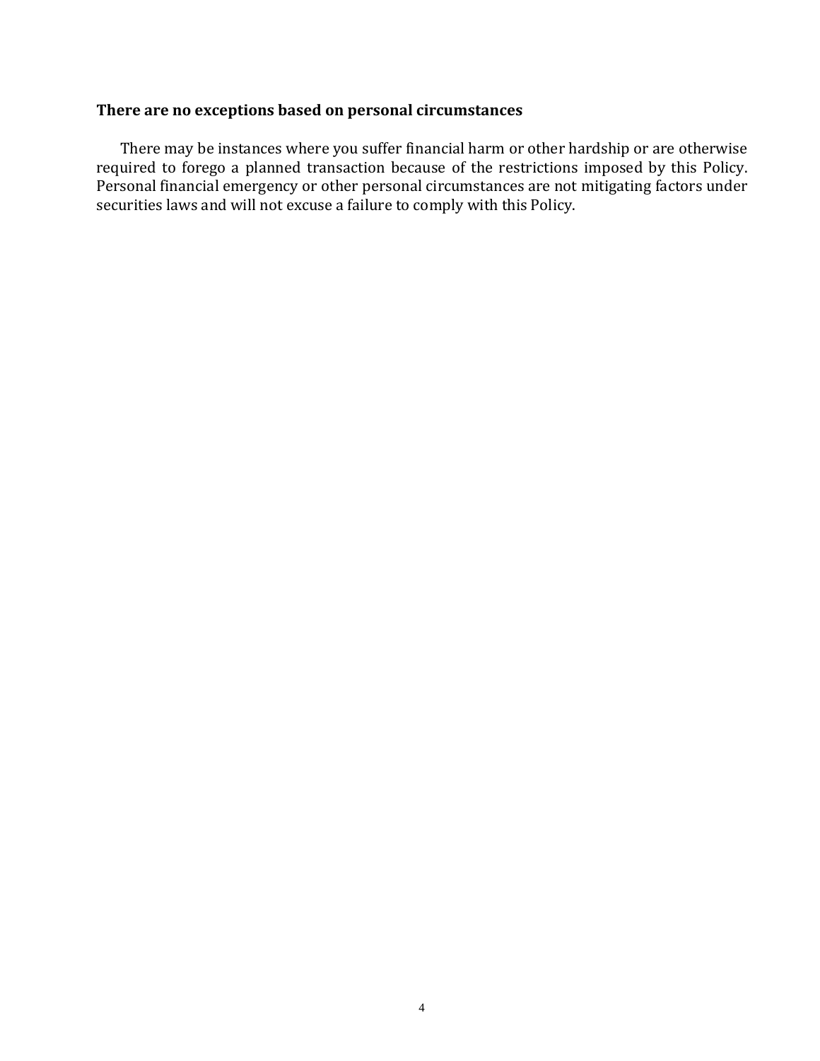### There are no exceptions based on personal circumstances

There may be instances where you suffer financial harm or other hardship or are otherwise required to forego a planned transaction because of the restrictions imposed by this Policy. Personal financial emergency or other personal circumstances are not mitigating factors under securities laws and will not excuse a failure to comply with this Policy.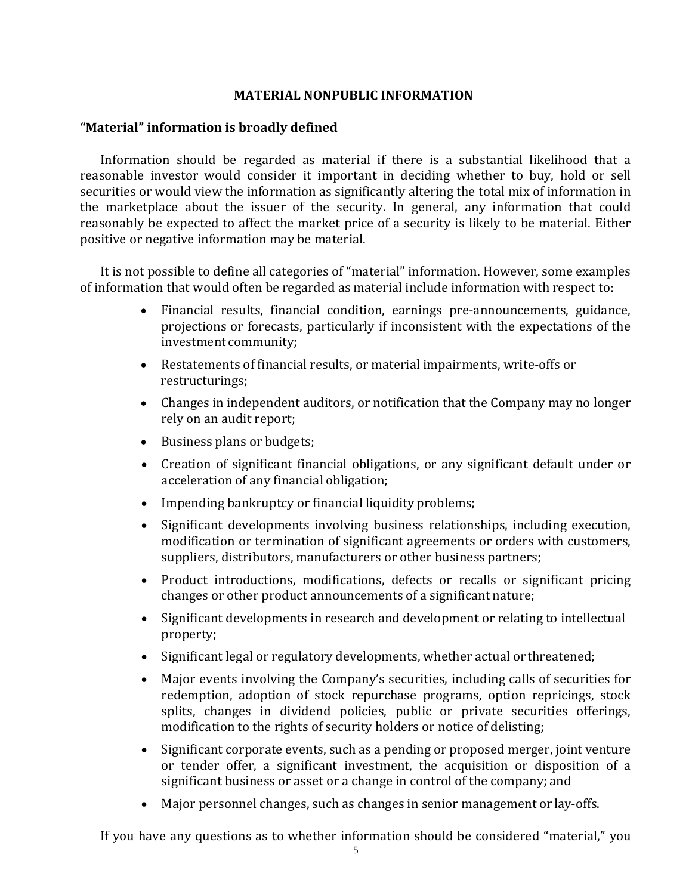## MATERIAL NONPUBLIC INFORMATION

### "Material" information is broadly defined

Information should be regarded as material if there is a substantial likelihood that a reasonable investor would consider it important in deciding whether to buy, hold or sell securities or would view the information as significantly altering the total mix of information in the marketplace about the issuer of the security. In general, any information that could reasonably be expected to affect the market price of a security is likely to be material. Either positive or negative information may be material.

It is not possible to define all categories of "material" information. However, some examples of information that would often be regarded as material include information with respect to:

- Financial results, financial condition, earnings pre-announcements, guidance, projections or forecasts, particularly if inconsistent with the expectations of the investment community;
- Restatements of financial results, or material impairments, write-offs or restructurings;
- Changes in independent auditors, or notification that the Company may no longer rely on an audit report;
- Business plans or budgets;
- Creation of significant financial obligations, or any significant default under or acceleration of any financial obligation;
- Impending bankruptcy or financial liquidity problems;
- Significant developments involving business relationships, including execution, modification or termination of significant agreements or orders with customers, suppliers, distributors, manufacturers or other business partners;
- Product introductions, modifications, defects or recalls or significant pricing changes or other product announcements of a significant nature;
- Significant developments in research and development or relating to intellectual property;
- Significant legal or regulatory developments, whether actual or threatened;
- Major events involving the Company's securities, including calls of securities for redemption, adoption of stock repurchase programs, option repricings, stock splits, changes in dividend policies, public or private securities offerings, modification to the rights of security holders or notice of delisting;
- Significant corporate events, such as a pending or proposed merger, joint venture or tender offer, a significant investment, the acquisition or disposition of a significant business or asset or a change in control of the company; and
- Major personnel changes, such as changes in senior management or lay-offs.

If you have any questions as to whether information should be considered "material," you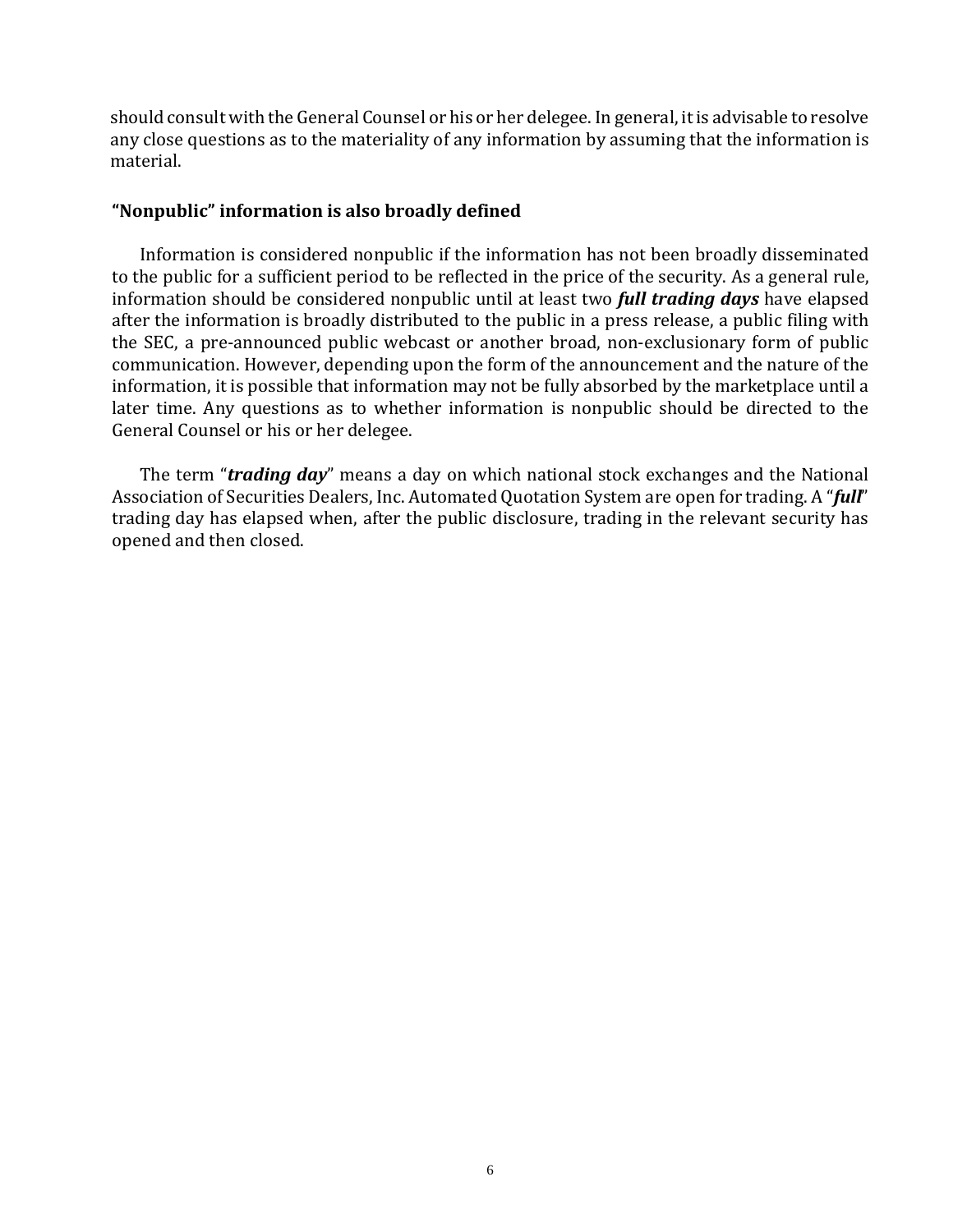should consult with the General Counsel or his or her delegee. In general, it is advisable to resolve any close questions as to the materiality of any information by assuming that the information is material.

**"Nonpublic" information is also broadly defined**

Information is considered nonpublic if the information has not been broadly disseminated to the public for a sufficient period to be reflected in the price of the security. As a general rule, information should be considered nonpublic until at least two ***full trading days*** have elapsed after the information is broadly distributed to the public in a press release, a public filing with the SEC, a pre-announced public webcast or another broad, non-exclusionary form of public communication. However, depending upon the form of the announcement and the nature of the information, it is possible that information may not be fully absorbed by the marketplace until a later time. Any questions as to whether information is nonpublic should be directed to the General Counsel or his or her delegee.

The term "***trading day***" means a day on which national stock exchanges and the National Association of Securities Dealers, Inc. Automated Quotation System are open for trading. A "***full***" trading day has elapsed when, after the public disclosure, trading in the relevant security has opened and then closed.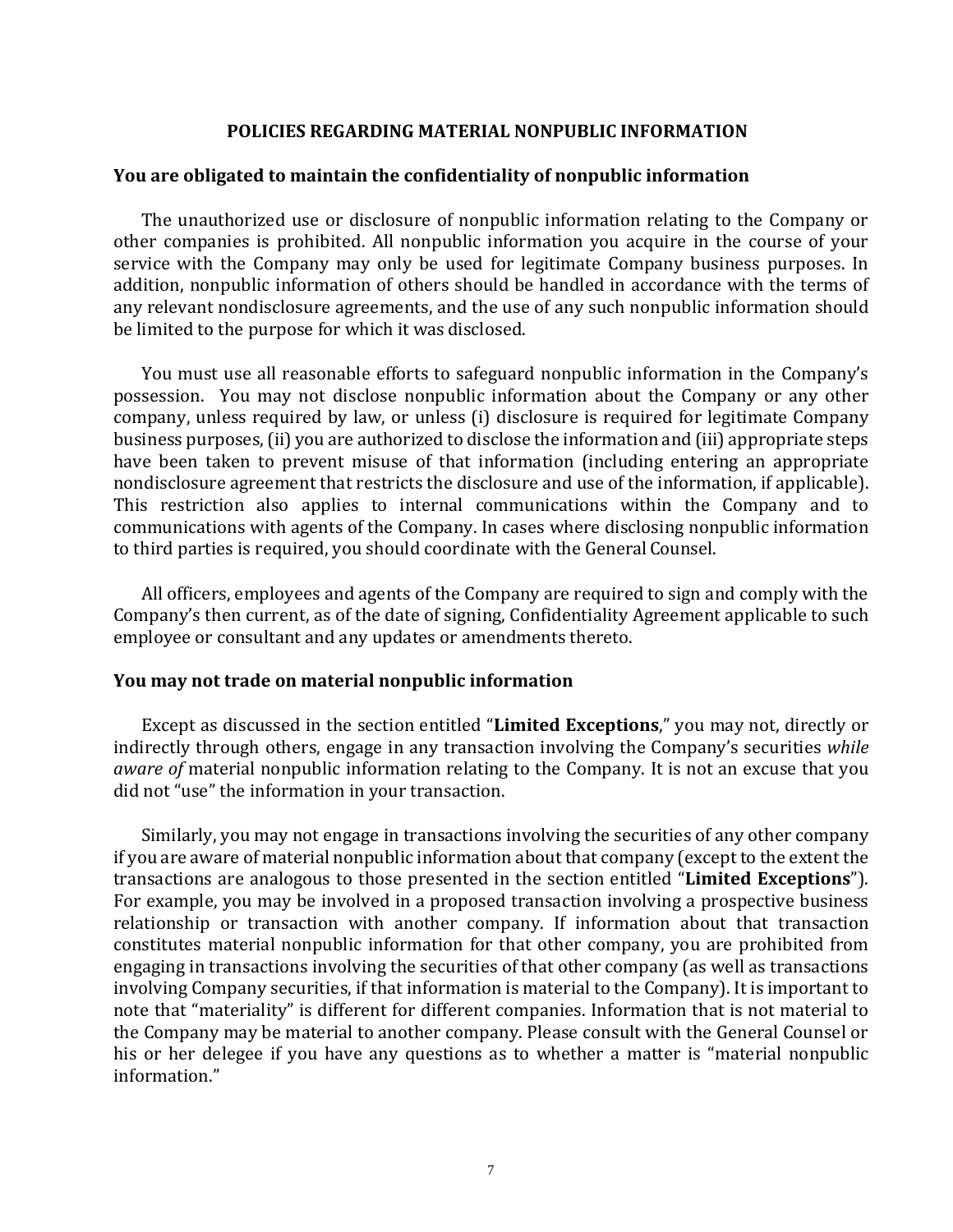## POLICIES REGARDING MATERIAL NONPUBLIC INFORMATION

### You are obligated to maintain the confidentiality of nonpublic information

The unauthorized use or disclosure of nonpublic information relating to the Company or other companies is prohibited. All nonpublic information you acquire in the course of your service with the Company may only be used for legitimate Company business purposes. In addition, nonpublic information of others should be handled in accordance with the terms of any relevant nondisclosure agreements, and the use of any such nonpublic information should be limited to the purpose for which it was disclosed.

You must use all reasonable efforts to safeguard nonpublic information in the Company's possession. You may not disclose nonpublic information about the Company or any other company, unless required by law, or unless (i) disclosure is required for legitimate Company business purposes, (ii) you are authorized to disclose the information and (iii) appropriate steps have been taken to prevent misuse of that information (including entering an appropriate nondisclosure agreement that restricts the disclosure and use of the information, if applicable). This restriction also applies to internal communications within the Company and to communications with agents of the Company. In cases where disclosing nonpublic information to third parties is required, you should coordinate with the General Counsel.

All officers, employees and agents of the Company are required to sign and comply with the Company's then current, as of the date of signing, Confidentiality Agreement applicable to such employee or consultant and any updates or amendments thereto.

### You may not trade on material nonpublic information

Except as discussed in the section entitled "**Limited Exceptions**," you may not, directly or indirectly through others, engage in any transaction involving the Company's securities *while aware of* material nonpublic information relating to the Company. It is not an excuse that you did not "use" the information in your transaction.

Similarly, you may not engage in transactions involving the securities of any other company if you are aware of material nonpublic information about that company (except to the extent the transactions are analogous to those presented in the section entitled "**Limited Exceptions**"). For example, you may be involved in a proposed transaction involving a prospective business relationship or transaction with another company. If information about that transaction constitutes material nonpublic information for that other company, you are prohibited from engaging in transactions involving the securities of that other company (as well as transactions involving Company securities, if that information is material to the Company). It is important to note that "materiality" is different for different companies. Information that is not material to the Company may be material to another company. Please consult with the General Counsel or his or her delegee if you have any questions as to whether a matter is "material nonpublic information."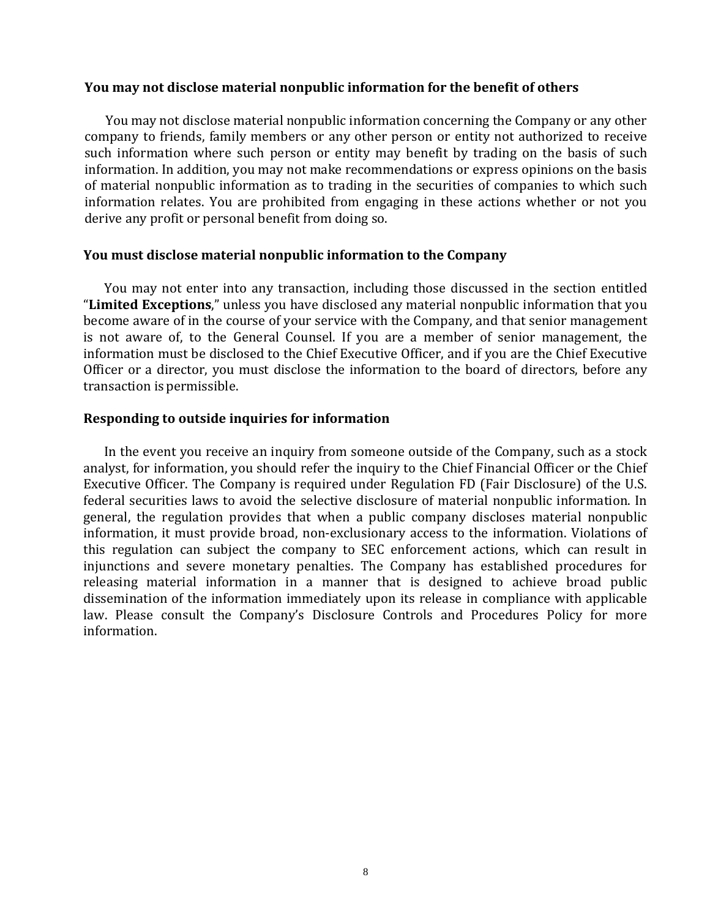### You may not disclose material nonpublic information for the benefit of others

You may not disclose material nonpublic information concerning the Company or any other company to friends, family members or any other person or entity not authorized to receive such information where such person or entity may benefit by trading on the basis of such information. In addition, you may not make recommendations or express opinions on the basis of material nonpublic information as to trading in the securities of companies to which such information relates. You are prohibited from engaging in these actions whether or not you derive any profit or personal benefit from doing so.

### You must disclose material nonpublic information to the Company

You may not enter into any transaction, including those discussed in the section entitled "**Limited Exceptions**," unless you have disclosed any material nonpublic information that you become aware of in the course of your service with the Company, and that senior management is not aware of, to the General Counsel. If you are a member of senior management, the information must be disclosed to the Chief Executive Officer, and if you are the Chief Executive Officer or a director, you must disclose the information to the board of directors, before any transaction is permissible.

### Responding to outside inquiries for information

In the event you receive an inquiry from someone outside of the Company, such as a stock analyst, for information, you should refer the inquiry to the Chief Financial Officer or the Chief Executive Officer. The Company is required under Regulation FD (Fair Disclosure) of the U.S. federal securities laws to avoid the selective disclosure of material nonpublic information. In general, the regulation provides that when a public company discloses material nonpublic information, it must provide broad, non-exclusionary access to the information. Violations of this regulation can subject the company to SEC enforcement actions, which can result in injunctions and severe monetary penalties. The Company has established procedures for releasing material information in a manner that is designed to achieve broad public dissemination of the information immediately upon its release in compliance with applicable law. Please consult the Company's Disclosure Controls and Procedures Policy for more information.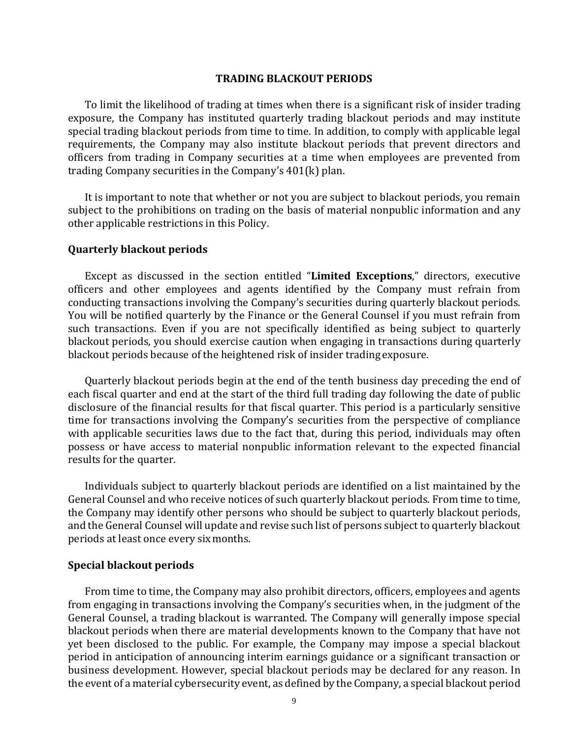## TRADING BLACKOUT PERIODS

To limit the likelihood of trading at times when there is a significant risk of insider trading exposure, the Company has instituted quarterly trading blackout periods and may institute special trading blackout periods from time to time. In addition, to comply with applicable legal requirements, the Company may also institute blackout periods that prevent directors and officers from trading in Company securities at a time when employees are prevented from trading Company securities in the Company's 401(k) plan.

It is important to note that whether or not you are subject to blackout periods, you remain subject to the prohibitions on trading on the basis of material nonpublic information and any other applicable restrictions in this Policy.

### Quarterly blackout periods

Except as discussed in the section entitled "**Limited Exceptions**," directors, executive officers and other employees and agents identified by the Company must refrain from conducting transactions involving the Company's securities during quarterly blackout periods. You will be notified quarterly by the Finance or the General Counsel if you must refrain from such transactions. Even if you are not specifically identified as being subject to quarterly blackout periods, you should exercise caution when engaging in transactions during quarterly blackout periods because of the heightened risk of insider trading exposure.

Quarterly blackout periods begin at the end of the tenth business day preceding the end of each fiscal quarter and end at the start of the third full trading day following the date of public disclosure of the financial results for that fiscal quarter. This period is a particularly sensitive time for transactions involving the Company's securities from the perspective of compliance with applicable securities laws due to the fact that, during this period, individuals may often possess or have access to material nonpublic information relevant to the expected financial results for the quarter.

Individuals subject to quarterly blackout periods are identified on a list maintained by the General Counsel and who receive notices of such quarterly blackout periods. From time to time, the Company may identify other persons who should be subject to quarterly blackout periods, and the General Counsel will update and revise such list of persons subject to quarterly blackout periods at least once every six months.

### Special blackout periods

From time to time, the Company may also prohibit directors, officers, employees and agents from engaging in transactions involving the Company's securities when, in the judgment of the General Counsel, a trading blackout is warranted. The Company will generally impose special blackout periods when there are material developments known to the Company that have not yet been disclosed to the public. For example, the Company may impose a special blackout period in anticipation of announcing interim earnings guidance or a significant transaction or business development. However, special blackout periods may be declared for any reason. In the event of a material cybersecurity event, as defined by the Company, a special blackout period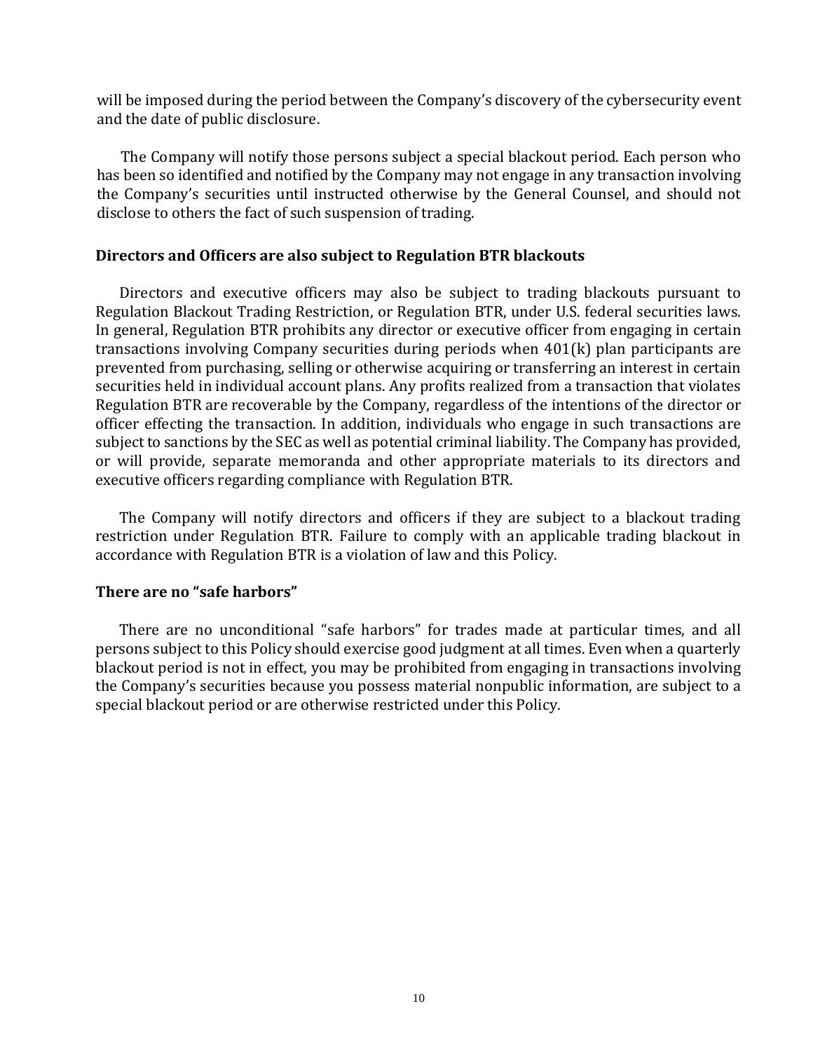will be imposed during the period between the Company's discovery of the cybersecurity event and the date of public disclosure.

The Company will notify those persons subject a special blackout period. Each person who has been so identified and notified by the Company may not engage in any transaction involving the Company's securities until instructed otherwise by the General Counsel, and should not disclose to others the fact of such suspension of trading.

**Directors and Officers are also subject to Regulation BTR blackouts**

Directors and executive officers may also be subject to trading blackouts pursuant to Regulation Blackout Trading Restriction, or Regulation BTR, under U.S. federal securities laws. In general, Regulation BTR prohibits any director or executive officer from engaging in certain transactions involving Company securities during periods when 401(k) plan participants are prevented from purchasing, selling or otherwise acquiring or transferring an interest in certain securities held in individual account plans. Any profits realized from a transaction that violates Regulation BTR are recoverable by the Company, regardless of the intentions of the director or officer effecting the transaction. In addition, individuals who engage in such transactions are subject to sanctions by the SEC as well as potential criminal liability. The Company has provided, or will provide, separate memoranda and other appropriate materials to its directors and executive officers regarding compliance with Regulation BTR.

The Company will notify directors and officers if they are subject to a blackout trading restriction under Regulation BTR. Failure to comply with an applicable trading blackout in accordance with Regulation BTR is a violation of law and this Policy.

**There are no "safe harbors"**

There are no unconditional "safe harbors" for trades made at particular times, and all persons subject to this Policy should exercise good judgment at all times. Even when a quarterly blackout period is not in effect, you may be prohibited from engaging in transactions involving the Company's securities because you possess material nonpublic information, are subject to a special blackout period or are otherwise restricted under this Policy.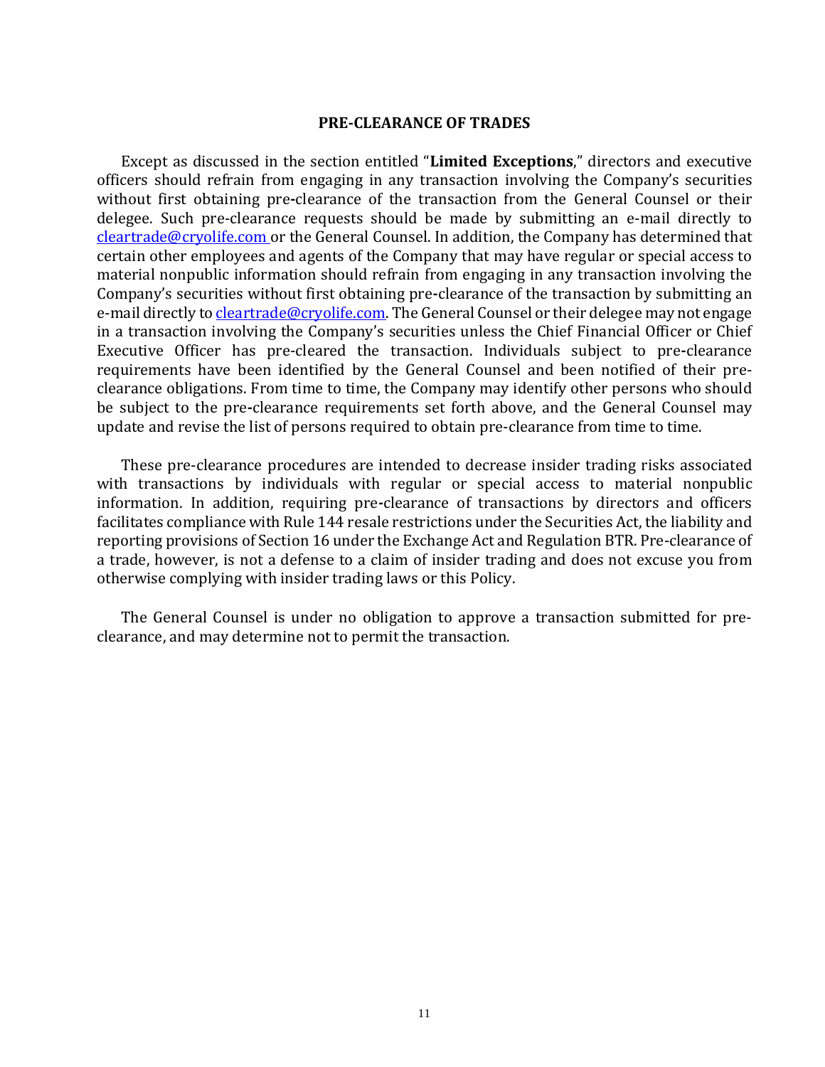## PRE-CLEARANCE OF TRADES

Except as discussed in the section entitled "**Limited Exceptions**," directors and executive officers should refrain from engaging in any transaction involving the Company's securities without first obtaining pre-clearance of the transaction from the General Counsel or their delegee. Such pre-clearance requests should be made by submitting an e-mail directly to cleartrade@cryolife.com or the General Counsel. In addition, the Company has determined that certain other employees and agents of the Company that may have regular or special access to material nonpublic information should refrain from engaging in any transaction involving the Company's securities without first obtaining pre-clearance of the transaction by submitting an e-mail directly to cleartrade@cryolife.com. The General Counsel or their delegee may not engage in a transaction involving the Company's securities unless the Chief Financial Officer or Chief Executive Officer has pre-cleared the transaction. Individuals subject to pre-clearance requirements have been identified by the General Counsel and been notified of their pre-clearance obligations. From time to time, the Company may identify other persons who should be subject to the pre-clearance requirements set forth above, and the General Counsel may update and revise the list of persons required to obtain pre-clearance from time to time.

These pre-clearance procedures are intended to decrease insider trading risks associated with transactions by individuals with regular or special access to material nonpublic information. In addition, requiring pre-clearance of transactions by directors and officers facilitates compliance with Rule 144 resale restrictions under the Securities Act, the liability and reporting provisions of Section 16 under the Exchange Act and Regulation BTR. Pre-clearance of a trade, however, is not a defense to a claim of insider trading and does not excuse you from otherwise complying with insider trading laws or this Policy.

The General Counsel is under no obligation to approve a transaction submitted for pre-clearance, and may determine not to permit the transaction.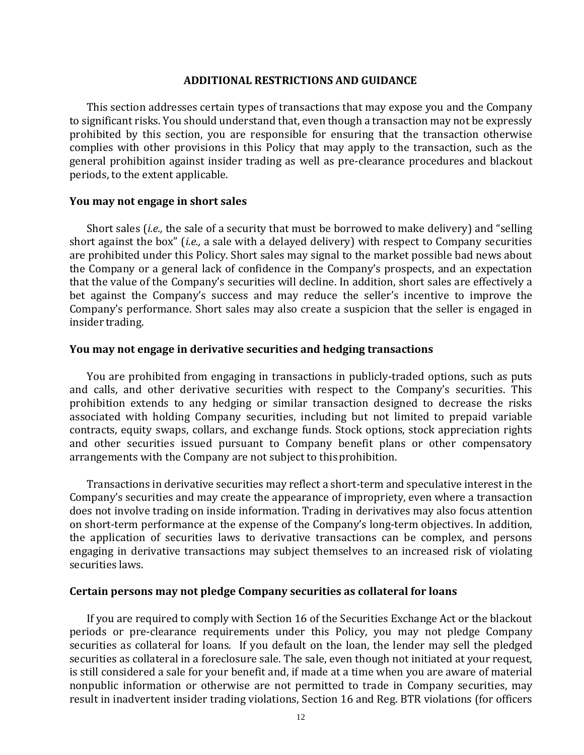## ADDITIONAL RESTRICTIONS AND GUIDANCE

This section addresses certain types of transactions that may expose you and the Company to significant risks. You should understand that, even though a transaction may not be expressly prohibited by this section, you are responsible for ensuring that the transaction otherwise complies with other provisions in this Policy that may apply to the transaction, such as the general prohibition against insider trading as well as pre-clearance procedures and blackout periods, to the extent applicable.

**You may not engage in short sales**

Short sales (*i.e.,* the sale of a security that must be borrowed to make delivery) and "selling short against the box" (*i.e.,* a sale with a delayed delivery) with respect to Company securities are prohibited under this Policy. Short sales may signal to the market possible bad news about the Company or a general lack of confidence in the Company's prospects, and an expectation that the value of the Company's securities will decline. In addition, short sales are effectively a bet against the Company's success and may reduce the seller's incentive to improve the Company's performance. Short sales may also create a suspicion that the seller is engaged in insider trading.

**You may not engage in derivative securities and hedging transactions**

You are prohibited from engaging in transactions in publicly-traded options, such as puts and calls, and other derivative securities with respect to the Company's securities. This prohibition extends to any hedging or similar transaction designed to decrease the risks associated with holding Company securities, including but not limited to prepaid variable contracts, equity swaps, collars, and exchange funds. Stock options, stock appreciation rights and other securities issued pursuant to Company benefit plans or other compensatory arrangements with the Company are not subject to this prohibition.

Transactions in derivative securities may reflect a short-term and speculative interest in the Company's securities and may create the appearance of impropriety, even where a transaction does not involve trading on inside information. Trading in derivatives may also focus attention on short-term performance at the expense of the Company's long-term objectives. In addition, the application of securities laws to derivative transactions can be complex, and persons engaging in derivative transactions may subject themselves to an increased risk of violating securities laws.

**Certain persons may not pledge Company securities as collateral for loans**

If you are required to comply with Section 16 of the Securities Exchange Act or the blackout periods or pre-clearance requirements under this Policy, you may not pledge Company securities as collateral for loans. If you default on the loan, the lender may sell the pledged securities as collateral in a foreclosure sale. The sale, even though not initiated at your request, is still considered a sale for your benefit and, if made at a time when you are aware of material nonpublic information or otherwise are not permitted to trade in Company securities, may result in inadvertent insider trading violations, Section 16 and Reg. BTR violations (for officers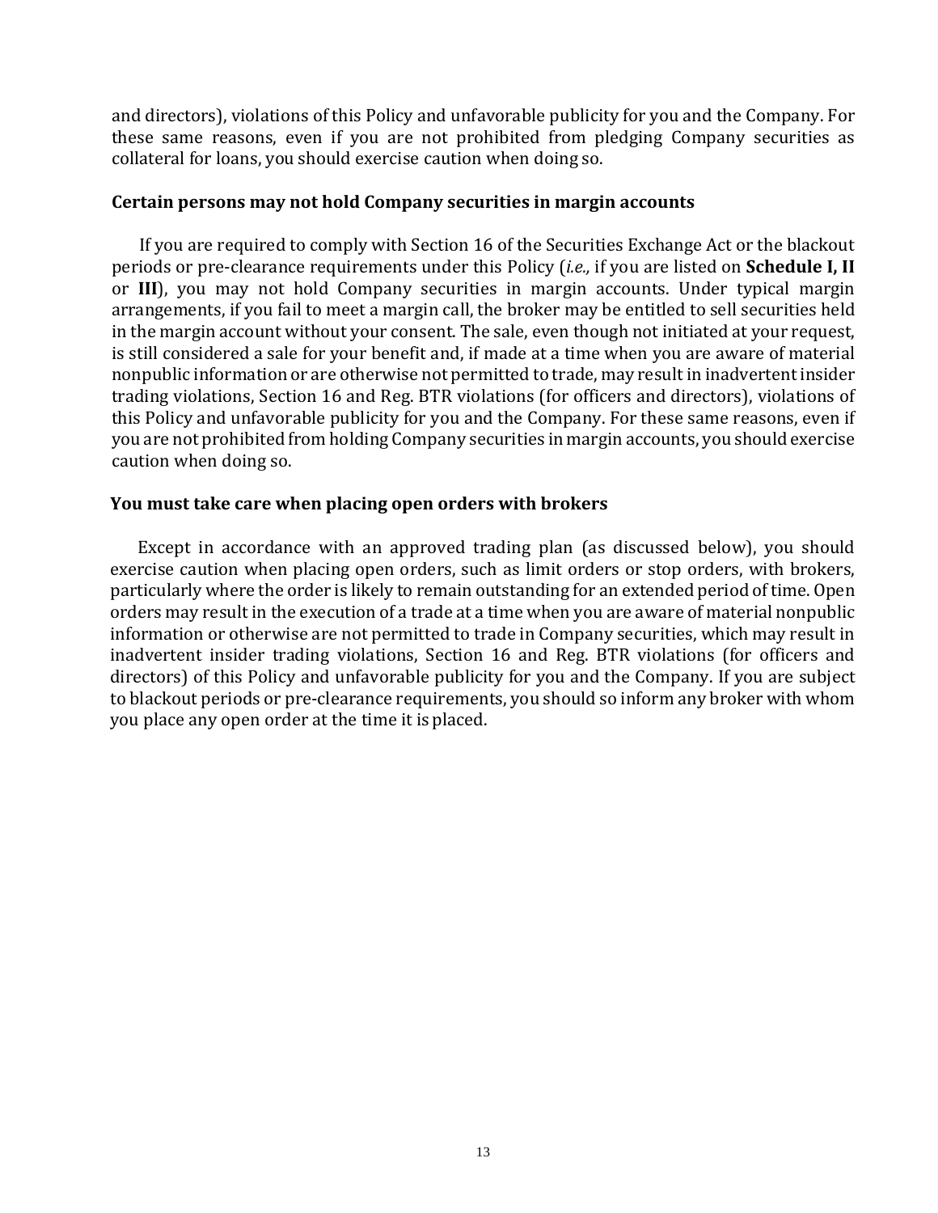and directors), violations of this Policy and unfavorable publicity for you and the Company. For these same reasons, even if you are not prohibited from pledging Company securities as collateral for loans, you should exercise caution when doing so.

### Certain persons may not hold Company securities in margin accounts

If you are required to comply with Section 16 of the Securities Exchange Act or the blackout periods or pre-clearance requirements under this Policy (*i.e.,* if you are listed on **Schedule I, II** or **III**), you may not hold Company securities in margin accounts. Under typical margin arrangements, if you fail to meet a margin call, the broker may be entitled to sell securities held in the margin account without your consent. The sale, even though not initiated at your request, is still considered a sale for your benefit and, if made at a time when you are aware of material nonpublic information or are otherwise not permitted to trade, may result in inadvertent insider trading violations, Section 16 and Reg. BTR violations (for officers and directors), violations of this Policy and unfavorable publicity for you and the Company. For these same reasons, even if you are not prohibited from holding Company securities in margin accounts, you should exercise caution when doing so.

### You must take care when placing open orders with brokers

Except in accordance with an approved trading plan (as discussed below), you should exercise caution when placing open orders, such as limit orders or stop orders, with brokers, particularly where the order is likely to remain outstanding for an extended period of time. Open orders may result in the execution of a trade at a time when you are aware of material nonpublic information or otherwise are not permitted to trade in Company securities, which may result in inadvertent insider trading violations, Section 16 and Reg. BTR violations (for officers and directors) of this Policy and unfavorable publicity for you and the Company. If you are subject to blackout periods or pre-clearance requirements, you should so inform any broker with whom you place any open order at the time it is placed.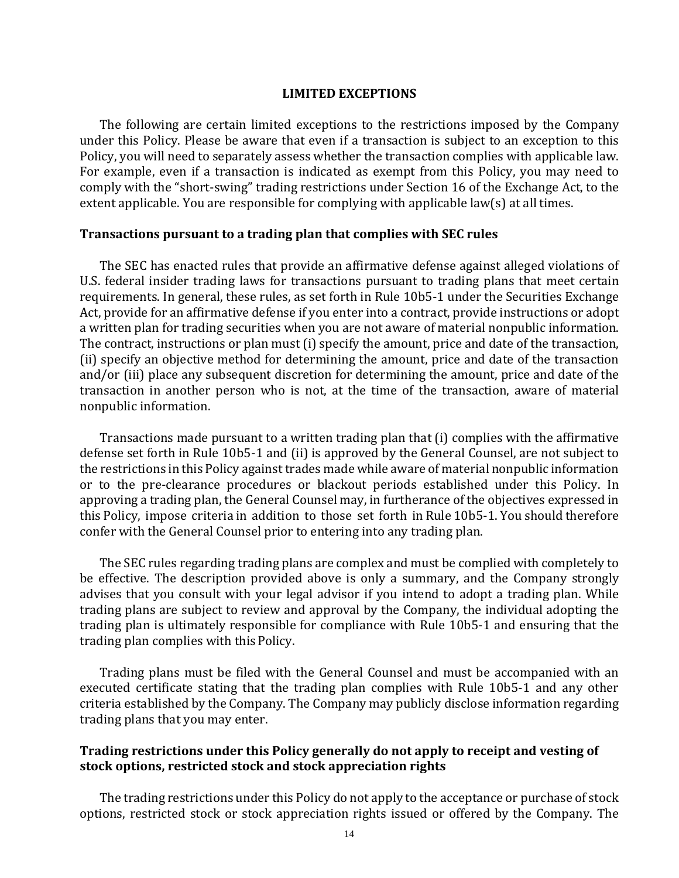## LIMITED EXCEPTIONS

The following are certain limited exceptions to the restrictions imposed by the Company under this Policy. Please be aware that even if a transaction is subject to an exception to this Policy, you will need to separately assess whether the transaction complies with applicable law. For example, even if a transaction is indicated as exempt from this Policy, you may need to comply with the "short-swing" trading restrictions under Section 16 of the Exchange Act, to the extent applicable. You are responsible for complying with applicable law(s) at all times.

### Transactions pursuant to a trading plan that complies with SEC rules

The SEC has enacted rules that provide an affirmative defense against alleged violations of U.S. federal insider trading laws for transactions pursuant to trading plans that meet certain requirements. In general, these rules, as set forth in Rule 10b5-1 under the Securities Exchange Act, provide for an affirmative defense if you enter into a contract, provide instructions or adopt a written plan for trading securities when you are not aware of material nonpublic information. The contract, instructions or plan must (i) specify the amount, price and date of the transaction, (ii) specify an objective method for determining the amount, price and date of the transaction and/or (iii) place any subsequent discretion for determining the amount, price and date of the transaction in another person who is not, at the time of the transaction, aware of material nonpublic information.

Transactions made pursuant to a written trading plan that (i) complies with the affirmative defense set forth in Rule 10b5-1 and (ii) is approved by the General Counsel, are not subject to the restrictions in this Policy against trades made while aware of material nonpublic information or to the pre-clearance procedures or blackout periods established under this Policy. In approving a trading plan, the General Counsel may, in furtherance of the objectives expressed in this Policy, impose criteria in addition to those set forth in Rule 10b5-1. You should therefore confer with the General Counsel prior to entering into any trading plan.

The SEC rules regarding trading plans are complex and must be complied with completely to be effective. The description provided above is only a summary, and the Company strongly advises that you consult with your legal advisor if you intend to adopt a trading plan. While trading plans are subject to review and approval by the Company, the individual adopting the trading plan is ultimately responsible for compliance with Rule 10b5-1 and ensuring that the trading plan complies with this Policy.

Trading plans must be filed with the General Counsel and must be accompanied with an executed certificate stating that the trading plan complies with Rule 10b5-1 and any other criteria established by the Company. The Company may publicly disclose information regarding trading plans that you may enter.

### Trading restrictions under this Policy generally do not apply to receipt and vesting of stock options, restricted stock and stock appreciation rights

The trading restrictions under this Policy do not apply to the acceptance or purchase of stock options, restricted stock or stock appreciation rights issued or offered by the Company. The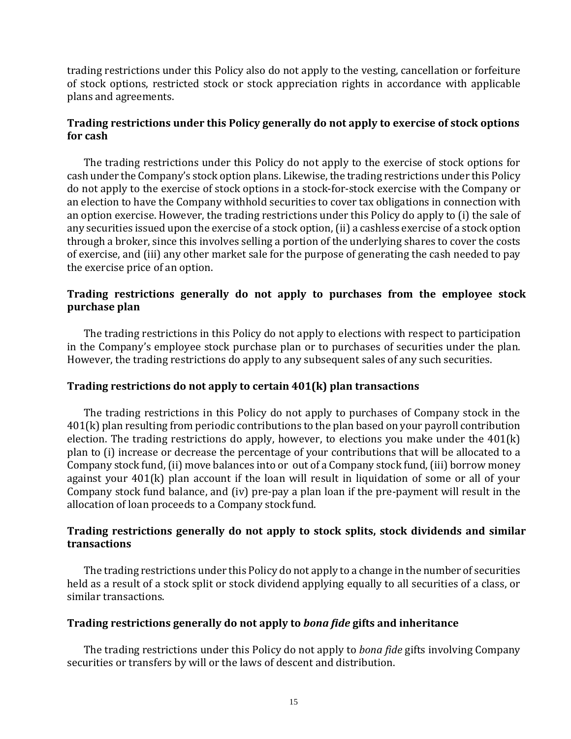trading restrictions under this Policy also do not apply to the vesting, cancellation or forfeiture of stock options, restricted stock or stock appreciation rights in accordance with applicable plans and agreements.

**Trading restrictions under this Policy generally do not apply to exercise of stock options for cash**

The trading restrictions under this Policy do not apply to the exercise of stock options for cash under the Company's stock option plans. Likewise, the trading restrictions under this Policy do not apply to the exercise of stock options in a stock-for-stock exercise with the Company or an election to have the Company withhold securities to cover tax obligations in connection with an option exercise. However, the trading restrictions under this Policy do apply to (i) the sale of any securities issued upon the exercise of a stock option, (ii) a cashless exercise of a stock option through a broker, since this involves selling a portion of the underlying shares to cover the costs of exercise, and (iii) any other market sale for the purpose of generating the cash needed to pay the exercise price of an option.

**Trading restrictions generally do not apply to purchases from the employee stock purchase plan**

The trading restrictions in this Policy do not apply to elections with respect to participation in the Company's employee stock purchase plan or to purchases of securities under the plan. However, the trading restrictions do apply to any subsequent sales of any such securities.

**Trading restrictions do not apply to certain 401(k) plan transactions**

The trading restrictions in this Policy do not apply to purchases of Company stock in the 401(k) plan resulting from periodic contributions to the plan based on your payroll contribution election. The trading restrictions do apply, however, to elections you make under the 401(k) plan to (i) increase or decrease the percentage of your contributions that will be allocated to a Company stock fund, (ii) move balances into or out of a Company stock fund, (iii) borrow money against your 401(k) plan account if the loan will result in liquidation of some or all of your Company stock fund balance, and (iv) pre-pay a plan loan if the pre-payment will result in the allocation of loan proceeds to a Company stock fund.

**Trading restrictions generally do not apply to stock splits, stock dividends and similar transactions**

The trading restrictions under this Policy do not apply to a change in the number of securities held as a result of a stock split or stock dividend applying equally to all securities of a class, or similar transactions.

**Trading restrictions generally do not apply to *bona fide* gifts and inheritance**

The trading restrictions under this Policy do not apply to *bona fide* gifts involving Company securities or transfers by will or the laws of descent and distribution.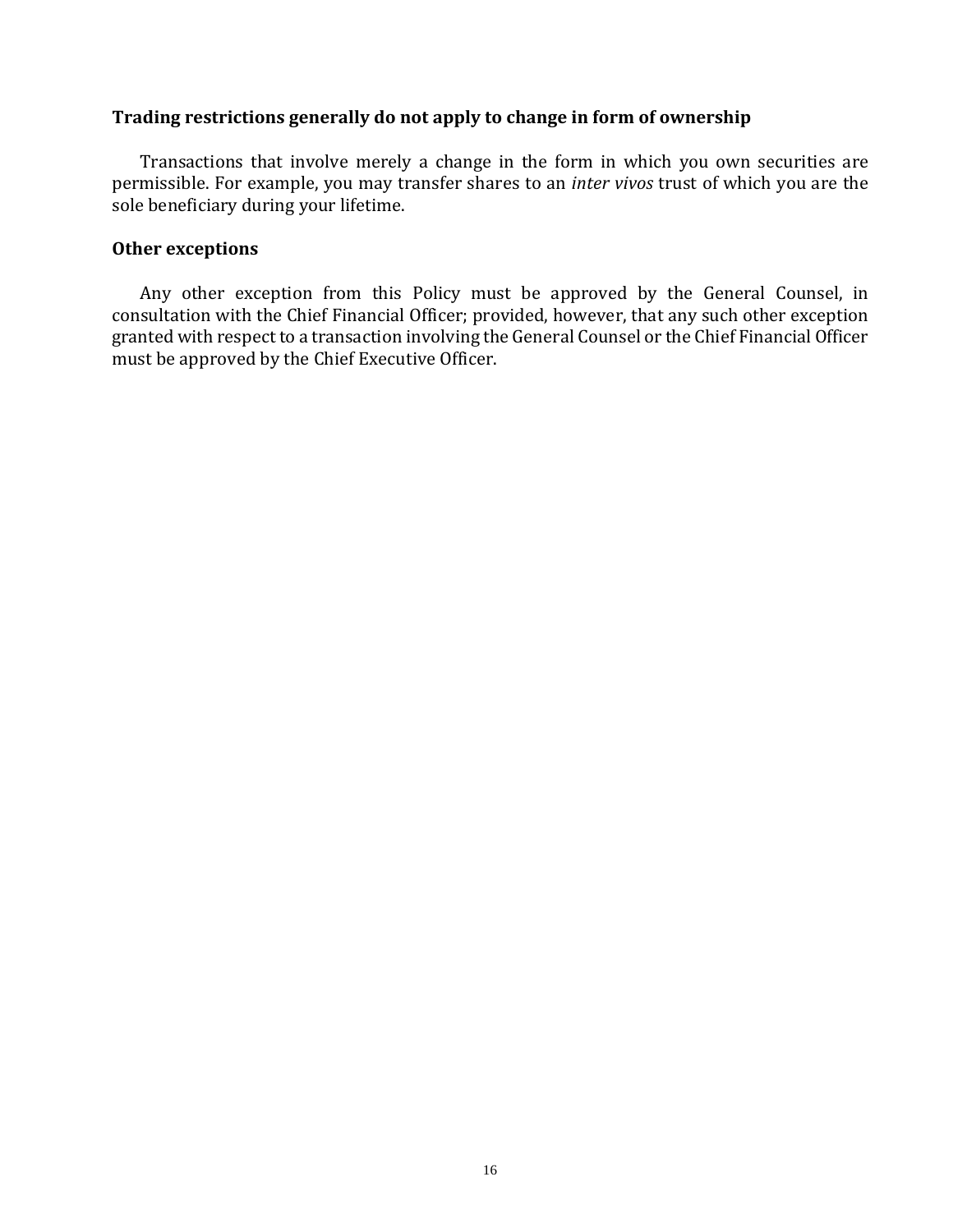### Trading restrictions generally do not apply to change in form of ownership

Transactions that involve merely a change in the form in which you own securities are permissible. For example, you may transfer shares to an *inter vivos* trust of which you are the sole beneficiary during your lifetime.

### Other exceptions

Any other exception from this Policy must be approved by the General Counsel, in consultation with the Chief Financial Officer; provided, however, that any such other exception granted with respect to a transaction involving the General Counsel or the Chief Financial Officer must be approved by the Chief Executive Officer.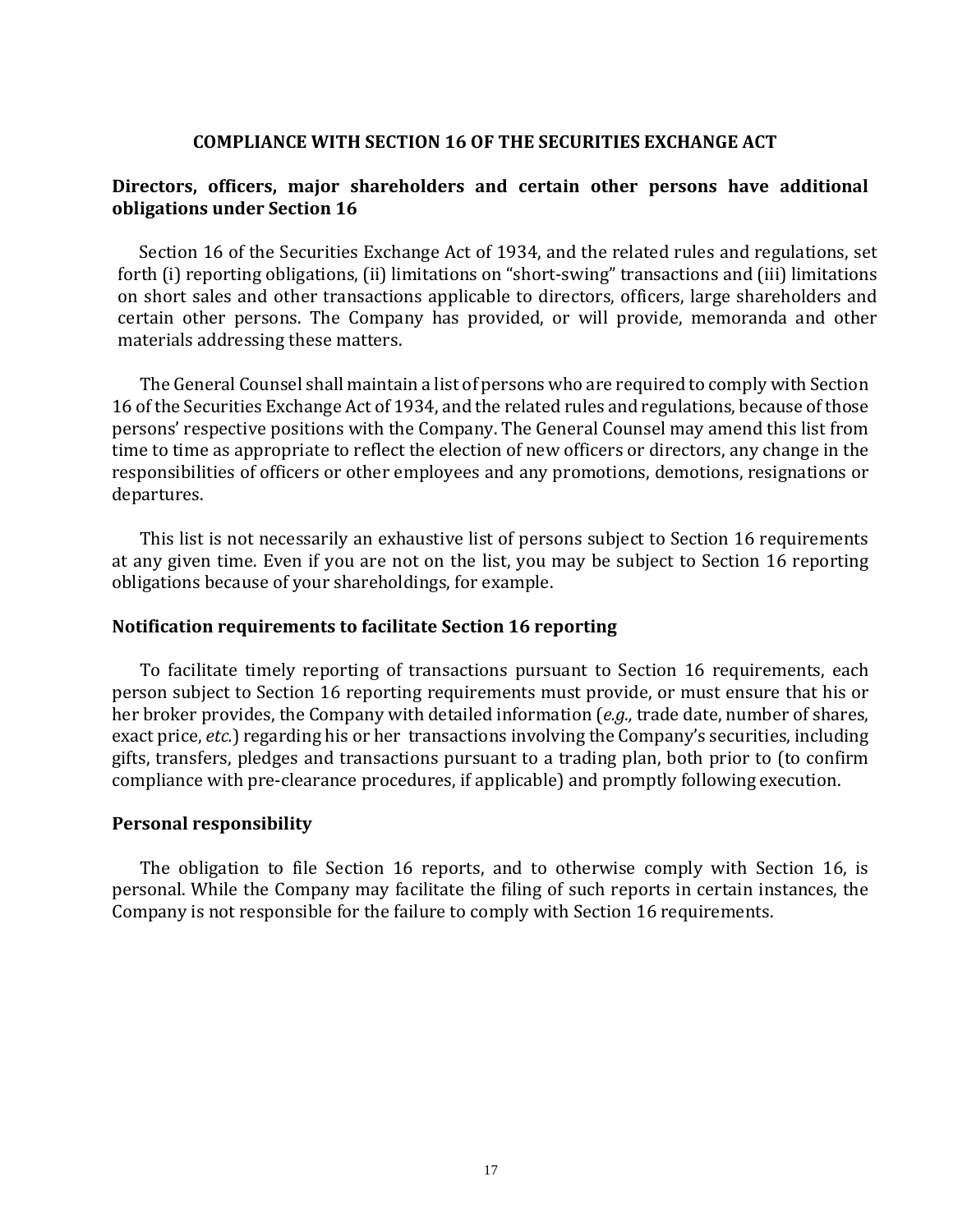## COMPLIANCE WITH SECTION 16 OF THE SECURITIES EXCHANGE ACT

### Directors, officers, major shareholders and certain other persons have additional obligations under Section 16

Section 16 of the Securities Exchange Act of 1934, and the related rules and regulations, set forth (i) reporting obligations, (ii) limitations on "short-swing" transactions and (iii) limitations on short sales and other transactions applicable to directors, officers, large shareholders and certain other persons. The Company has provided, or will provide, memoranda and other materials addressing these matters.

The General Counsel shall maintain a list of persons who are required to comply with Section 16 of the Securities Exchange Act of 1934, and the related rules and regulations, because of those persons' respective positions with the Company. The General Counsel may amend this list from time to time as appropriate to reflect the election of new officers or directors, any change in the responsibilities of officers or other employees and any promotions, demotions, resignations or departures.

This list is not necessarily an exhaustive list of persons subject to Section 16 requirements at any given time. Even if you are not on the list, you may be subject to Section 16 reporting obligations because of your shareholdings, for example.

### Notification requirements to facilitate Section 16 reporting

To facilitate timely reporting of transactions pursuant to Section 16 requirements, each person subject to Section 16 reporting requirements must provide, or must ensure that his or her broker provides, the Company with detailed information (*e.g.,* trade date, number of shares, exact price, *etc.*) regarding his or her transactions involving the Company's securities, including gifts, transfers, pledges and transactions pursuant to a trading plan, both prior to (to confirm compliance with pre-clearance procedures, if applicable) and promptly following execution.

### Personal responsibility

The obligation to file Section 16 reports, and to otherwise comply with Section 16, is personal. While the Company may facilitate the filing of such reports in certain instances, the Company is not responsible for the failure to comply with Section 16 requirements.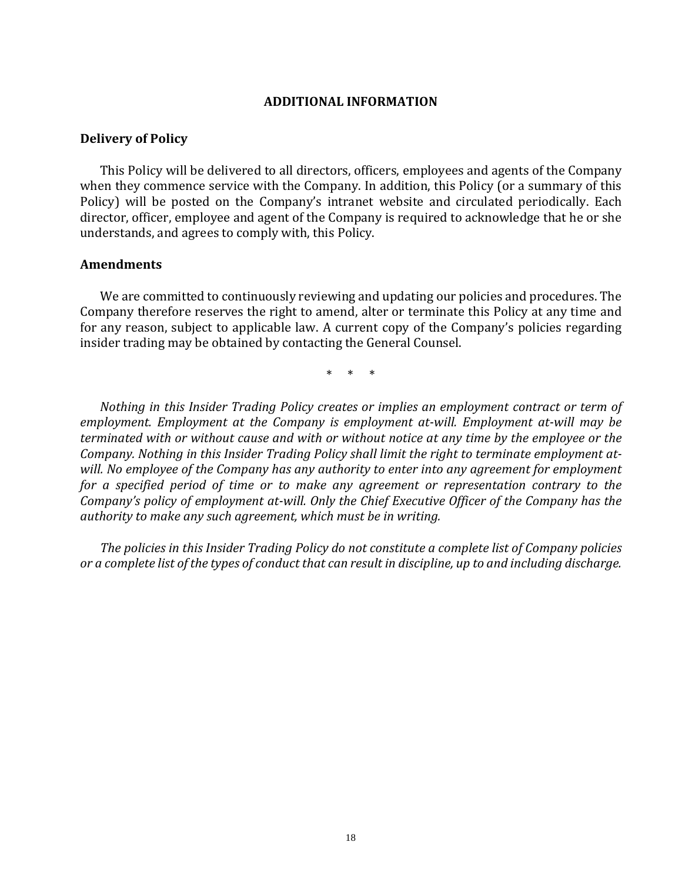## ADDITIONAL INFORMATION

### Delivery of Policy

This Policy will be delivered to all directors, officers, employees and agents of the Company when they commence service with the Company. In addition, this Policy (or a summary of this Policy) will be posted on the Company's intranet website and circulated periodically. Each director, officer, employee and agent of the Company is required to acknowledge that he or she understands, and agrees to comply with, this Policy.

### Amendments

We are committed to continuously reviewing and updating our policies and procedures. The Company therefore reserves the right to amend, alter or terminate this Policy at any time and for any reason, subject to applicable law. A current copy of the Company's policies regarding insider trading may be obtained by contacting the General Counsel.

\* \* \*

*Nothing in this Insider Trading Policy creates or implies an employment contract or term of employment. Employment at the Company is employment at-will. Employment at-will may be terminated with or without cause and with or without notice at any time by the employee or the Company. Nothing in this Insider Trading Policy shall limit the right to terminate employment at-will. No employee of the Company has any authority to enter into any agreement for employment for a specified period of time or to make any agreement or representation contrary to the Company's policy of employment at-will. Only the Chief Executive Officer of the Company has the authority to make any such agreement, which must be in writing.*

*The policies in this Insider Trading Policy do not constitute a complete list of Company policies or a complete list of the types of conduct that can result in discipline, up to and including discharge.*